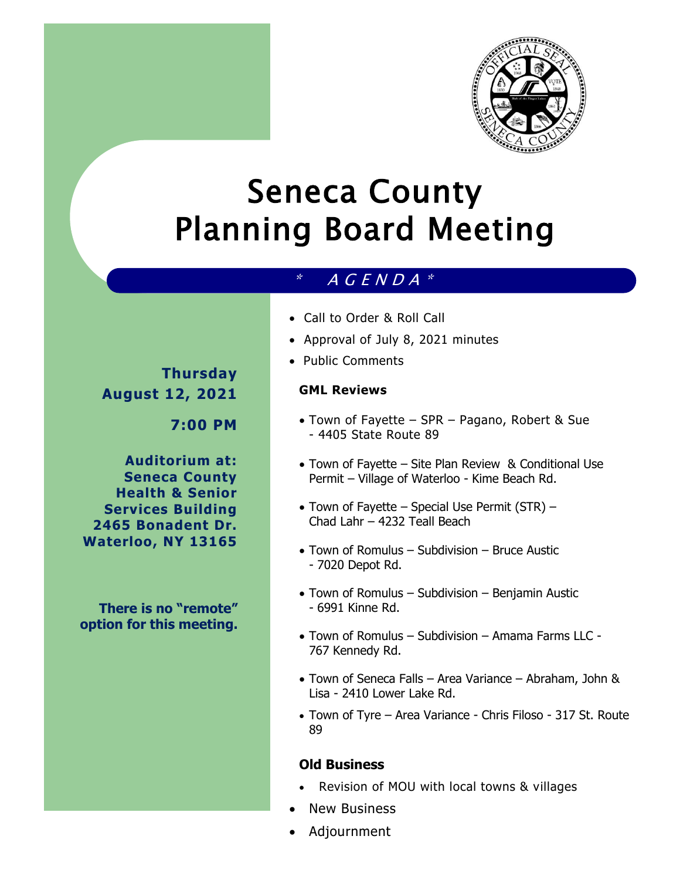# Seneca County Planning Board Meeting

## \* AGENDA \*

**Thursday**
**August 12, 2021**

**7:00 PM**

**Auditorium at:**
**Seneca County Health & Senior Services Building**
**2465 Bonadent Dr.**
**Waterloo, NY 13165**

**There is no “remote” option for this meeting.**

- Call to Order & Roll Call
- Approval of July 8, 2021 minutes
- Public Comments

### GML Reviews

- Town of Fayette – SPR – Pagano, Robert & Sue - 4405 State Route 89
- Town of Fayette – Site Plan Review & Conditional Use Permit – Village of Waterloo - Kime Beach Rd.
- Town of Fayette – Special Use Permit (STR) – Chad Lahr – 4232 Teall Beach
- Town of Romulus – Subdivision – Bruce Austic - 7020 Depot Rd.
- Town of Romulus – Subdivision – Benjamin Austic - 6991 Kinne Rd.
- Town of Romulus – Subdivision – Amama Farms LLC - 767 Kennedy Rd.
- Town of Seneca Falls – Area Variance – Abraham, John & Lisa - 2410 Lower Lake Rd.
- Town of Tyre – Area Variance - Chris Filoso - 317 St. Route 89

### Old Business

- Revision of MOU with local towns & villages

- New Business
- Adjournment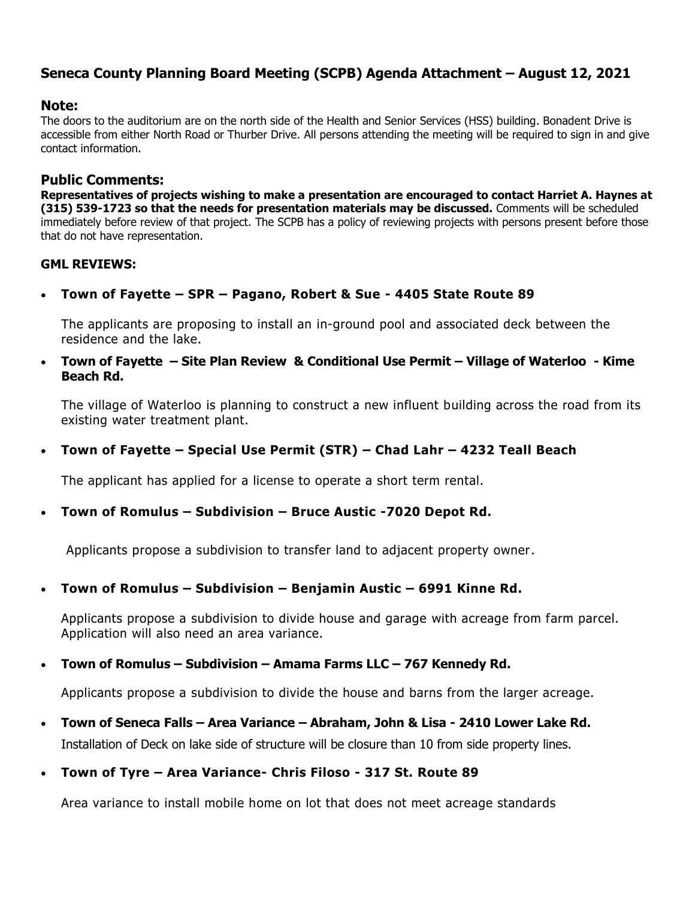## Seneca County Planning Board Meeting (SCPB) Agenda Attachment – August 12, 2021

### Note:

The doors to the auditorium are on the north side of the Health and Senior Services (HSS) building. Bonadent Drive is accessible from either North Road or Thurber Drive. All persons attending the meeting will be required to sign in and give contact information.

### Public Comments:

**Representatives of projects wishing to make a presentation are encouraged to contact Harriet A. Haynes at (315) 539-1723 so that the needs for presentation materials may be discussed.** Comments will be scheduled immediately before review of that project. The SCPB has a policy of reviewing projects with persons present before those that do not have representation.

**GML REVIEWS:**

- **Town of Fayette – SPR – Pagano, Robert & Sue - 4405 State Route 89**

  The applicants are proposing to install an in-ground pool and associated deck between the residence and the lake.

- **Town of Fayette – Site Plan Review & Conditional Use Permit – Village of Waterloo - Kime Beach Rd.**

  The village of Waterloo is planning to construct a new influent building across the road from its existing water treatment plant.

- **Town of Fayette – Special Use Permit (STR) – Chad Lahr – 4232 Teall Beach**

  The applicant has applied for a license to operate a short term rental.

- **Town of Romulus – Subdivision – Bruce Austic -7020 Depot Rd.**

  Applicants propose a subdivision to transfer land to adjacent property owner.

- **Town of Romulus – Subdivision – Benjamin Austic – 6991 Kinne Rd.**

  Applicants propose a subdivision to divide house and garage with acreage from farm parcel. Application will also need an area variance.

- **Town of Romulus – Subdivision – Amama Farms LLC – 767 Kennedy Rd.**

  Applicants propose a subdivision to divide the house and barns from the larger acreage.

- **Town of Seneca Falls – Area Variance – Abraham, John & Lisa - 2410 Lower Lake Rd.**

  Installation of Deck on lake side of structure will be closure than 10 from side property lines.

- **Town of Tyre – Area Variance- Chris Filoso - 317 St. Route 89**

  Area variance to install mobile home on lot that does not meet acreage standards